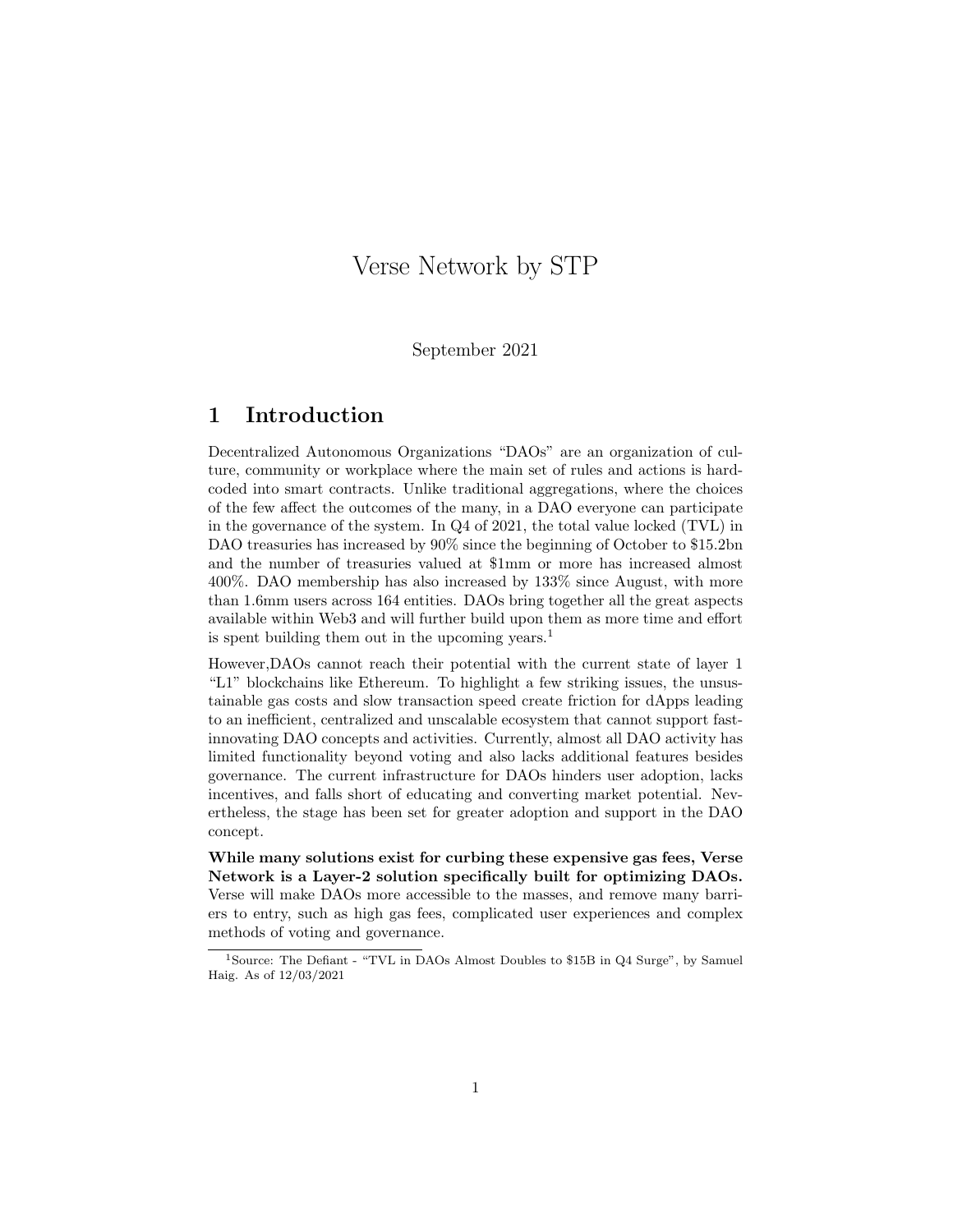# Verse Network by STP

September 2021

## 1 Introduction

Decentralized Autonomous Organizations "DAOs" are an organization of culture, community or workplace where the main set of rules and actions is hard-coded into smart contracts. Unlike traditional aggregations, where the choices of the few affect the outcomes of the many, in a DAO everyone can participate in the governance of the system. In Q4 of 2021, the total value locked (TVL) in DAO treasuries has increased by 90% since the beginning of October to $15.2bn and the number of treasuries valued at $1mm or more has increased almost 400%. DAO membership has also increased by 133% since August, with more than 1.6mm users across 164 entities. DAOs bring together all the great aspects available within Web3 and will further build upon them as more time and effort is spent building them out in the upcoming years.[1]

However,DAOs cannot reach their potential with the current state of layer 1 "L1" blockchains like Ethereum. To highlight a few striking issues, the unsustainable gas costs and slow transaction speed create friction for dApps leading to an inefficient, centralized and unscalable ecosystem that cannot support fast-innovating DAO concepts and activities. Currently, almost all DAO activity has limited functionality beyond voting and also lacks additional features besides governance. The current infrastructure for DAOs hinders user adoption, lacks incentives, and falls short of educating and converting market potential. Nevertheless, the stage has been set for greater adoption and support in the DAO concept.

**While many solutions exist for curbing these expensive gas fees, Verse Network is a Layer-2 solution specifically built for optimizing DAOs.** Verse will make DAOs more accessible to the masses, and remove many barriers to entry, such as high gas fees, complicated user experiences and complex methods of voting and governance.

[1] Source: The Defiant - "TVL in DAOs Almost Doubles to $15B in Q4 Surge", by Samuel Haig. As of 12/03/2021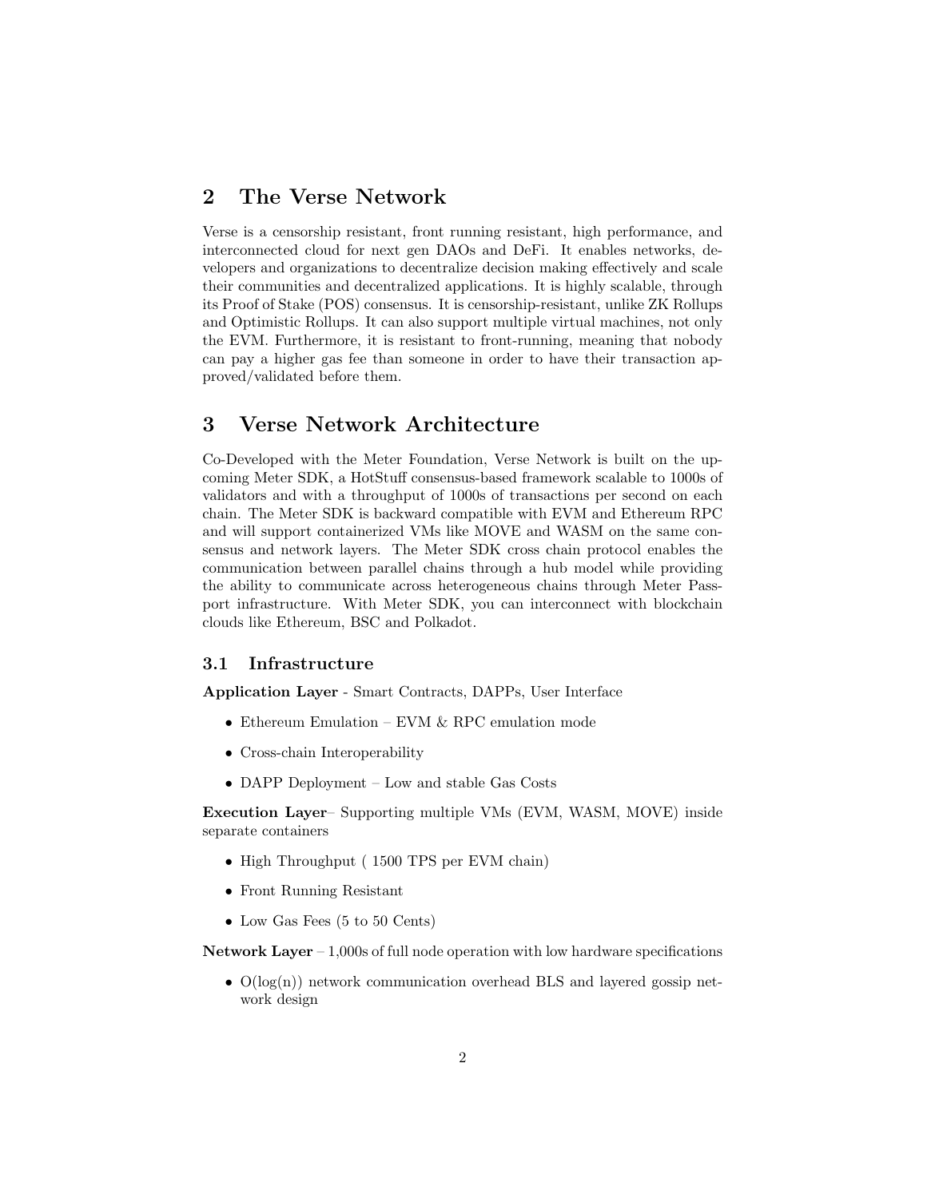## 2 The Verse Network

Verse is a censorship resistant, front running resistant, high performance, and interconnected cloud for next gen DAOs and DeFi. It enables networks, developers and organizations to decentralize decision making effectively and scale their communities and decentralized applications. It is highly scalable, through its Proof of Stake (POS) consensus. It is censorship-resistant, unlike ZK Rollups and Optimistic Rollups. It can also support multiple virtual machines, not only the EVM. Furthermore, it is resistant to front-running, meaning that nobody can pay a higher gas fee than someone in order to have their transaction approved/validated before them.

## 3 Verse Network Architecture

Co-Developed with the Meter Foundation, Verse Network is built on the upcoming Meter SDK, a HotStuff consensus-based framework scalable to 1000s of validators and with a throughput of 1000s of transactions per second on each chain. The Meter SDK is backward compatible with EVM and Ethereum RPC and will support containerized VMs like MOVE and WASM on the same consensus and network layers. The Meter SDK cross chain protocol enables the communication between parallel chains through a hub model while providing the ability to communicate across heterogeneous chains through Meter Passport infrastructure. With Meter SDK, you can interconnect with blockchain clouds like Ethereum, BSC and Polkadot.

### 3.1 Infrastructure

**Application Layer** - Smart Contracts, DAPPs, User Interface

- Ethereum Emulation – EVM & RPC emulation mode
- Cross-chain Interoperability
- DAPP Deployment – Low and stable Gas Costs

**Execution Layer**– Supporting multiple VMs (EVM, WASM, MOVE) inside separate containers

- High Throughput ( 1500 TPS per EVM chain)
- Front Running Resistant
- Low Gas Fees (5 to 50 Cents)

**Network Layer** – 1,000s of full node operation with low hardware specifications

- O(log(n)) network communication overhead BLS and layered gossip network design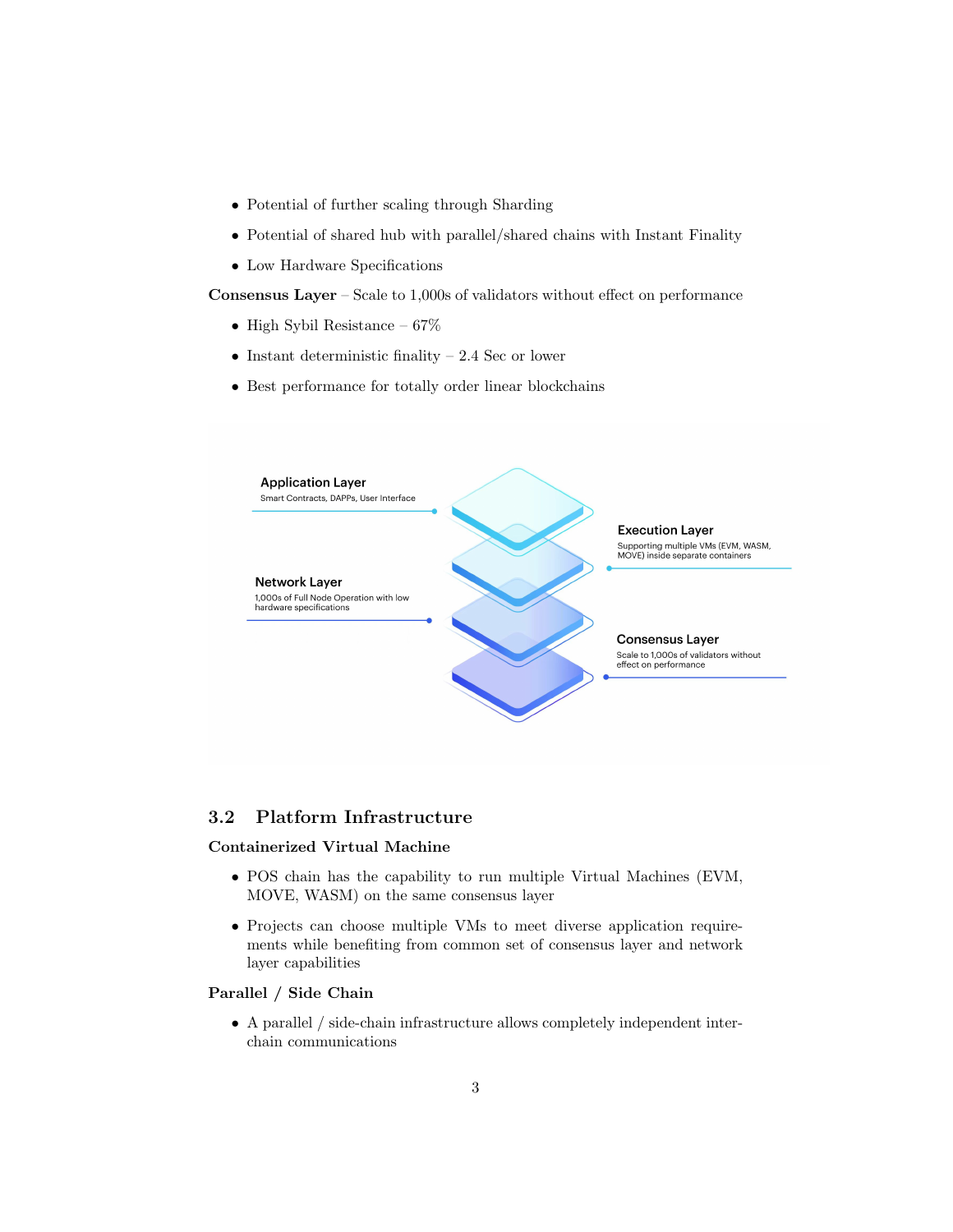- Potential of further scaling through Sharding
- Potential of shared hub with parallel/shared chains with Instant Finality
- Low Hardware Specifications

**Consensus Layer** – Scale to 1,000s of validators without effect on performance

- High Sybil Resistance – 67%
- Instant deterministic finality – 2.4 Sec or lower
- Best performance for totally order linear blockchains

**Application Layer**
Smart Contracts, DAPPs, User Interface

**Execution Layer**
Supporting multiple VMs (EVM, WASM, MOVE) inside separate containers

**Network Layer**
1,000s of Full Node Operation with low hardware specifications

**Consensus Layer**
Scale to 1,000s of validators without effect on performance

## 3.2 Platform Infrastructure

**Containerized Virtual Machine**

- POS chain has the capability to run multiple Virtual Machines (EVM, MOVE, WASM) on the same consensus layer
- Projects can choose multiple VMs to meet diverse application requirements while benefiting from common set of consensus layer and network layer capabilities

**Parallel / Side Chain**

- A parallel / side-chain infrastructure allows completely independent inter-chain communications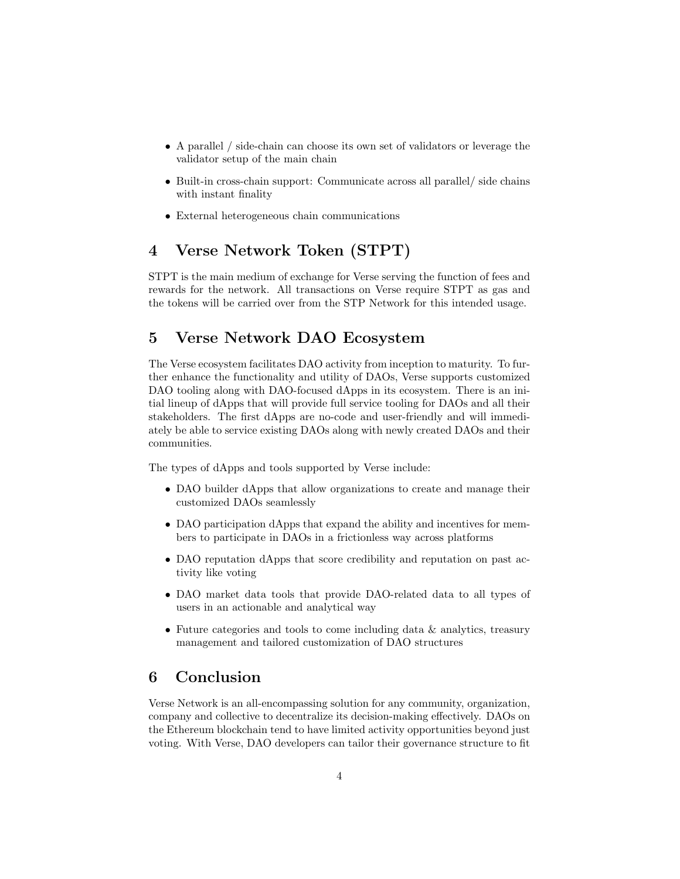- A parallel / side-chain can choose its own set of validators or leverage the validator setup of the main chain
- Built-in cross-chain support: Communicate across all parallel/ side chains with instant finality
- External heterogeneous chain communications

## 4 Verse Network Token (STPT)

STPT is the main medium of exchange for Verse serving the function of fees and rewards for the network. All transactions on Verse require STPT as gas and the tokens will be carried over from the STP Network for this intended usage.

## 5 Verse Network DAO Ecosystem

The Verse ecosystem facilitates DAO activity from inception to maturity. To further enhance the functionality and utility of DAOs, Verse supports customized DAO tooling along with DAO-focused dApps in its ecosystem. There is an initial lineup of dApps that will provide full service tooling for DAOs and all their stakeholders. The first dApps are no-code and user-friendly and will immediately be able to service existing DAOs along with newly created DAOs and their communities.

The types of dApps and tools supported by Verse include:

- DAO builder dApps that allow organizations to create and manage their customized DAOs seamlessly
- DAO participation dApps that expand the ability and incentives for members to participate in DAOs in a frictionless way across platforms
- DAO reputation dApps that score credibility and reputation on past activity like voting
- DAO market data tools that provide DAO-related data to all types of users in an actionable and analytical way
- Future categories and tools to come including data & analytics, treasury management and tailored customization of DAO structures

## 6 Conclusion

Verse Network is an all-encompassing solution for any community, organization, company and collective to decentralize its decision-making effectively. DAOs on the Ethereum blockchain tend to have limited activity opportunities beyond just voting. With Verse, DAO developers can tailor their governance structure to fit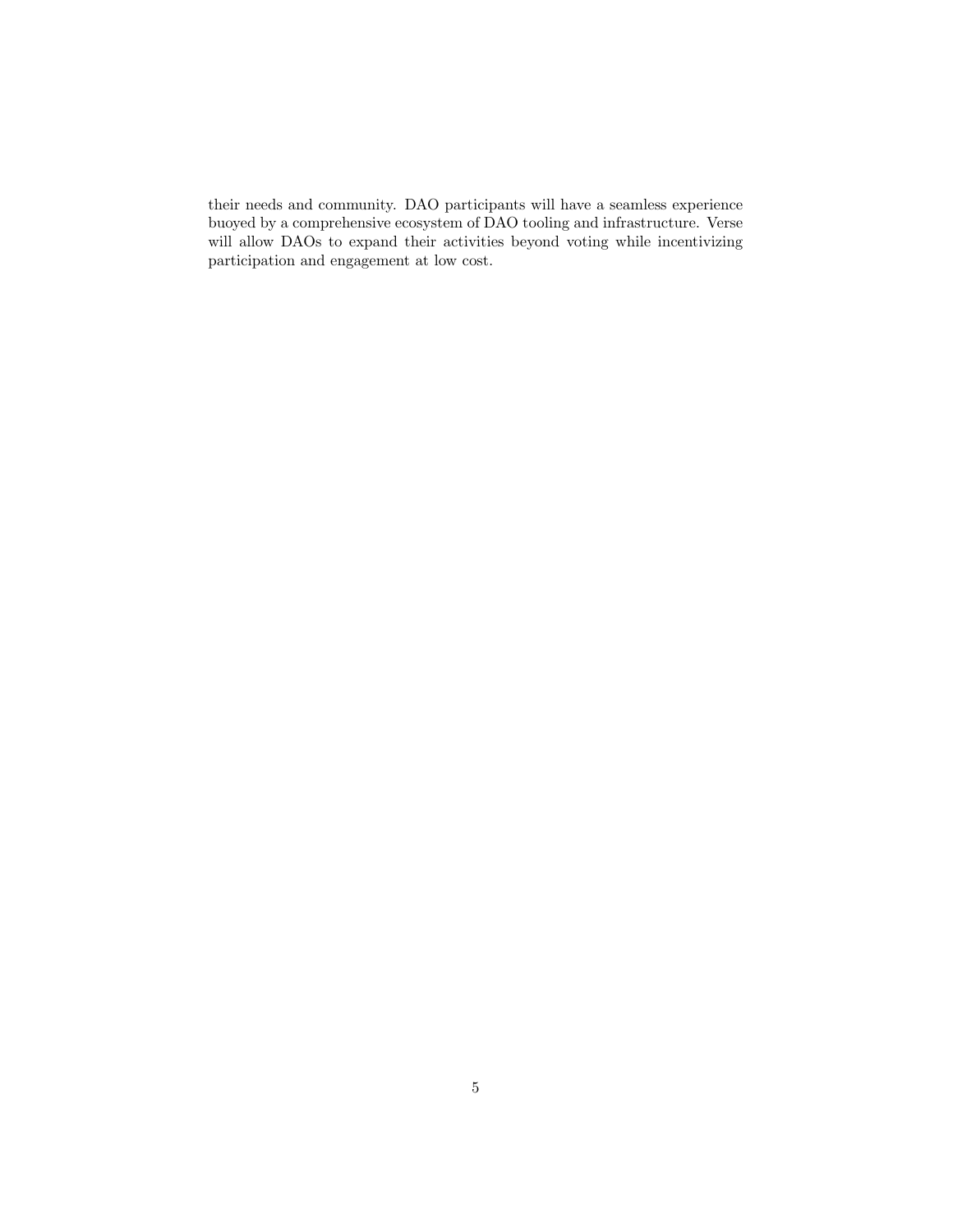their needs and community. DAO participants will have a seamless experience buoyed by a comprehensive ecosystem of DAO tooling and infrastructure. Verse will allow DAOs to expand their activities beyond voting while incentivizing participation and engagement at low cost.